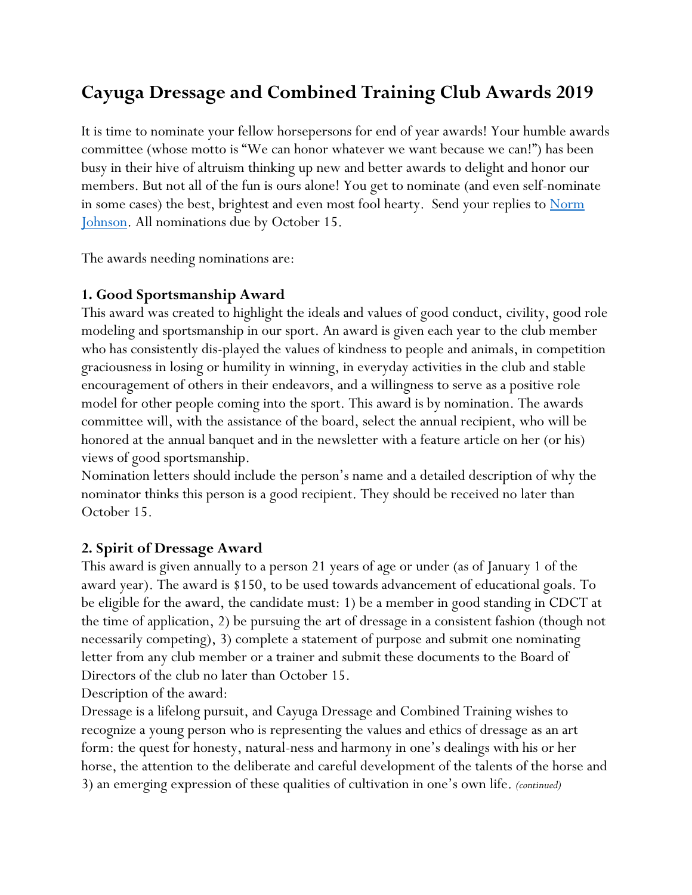# Cayuga Dressage and Combined Training Club Awards 2019

It is time to nominate your fellow horsepersons for end of year awards! Your humble awards committee (whose motto is "We can honor whatever we want because we can!") has been busy in their hive of altruism thinking up new and better awards to delight and honor our members. But not all of the fun is ours alone! You get to nominate (and even self-nominate in some cases) the best, brightest and even most fool hearty. Send your replies to [Norm Johnson](). All nominations due by October 15.

The awards needing nominations are:

### 1. Good Sportsmanship Award

This award was created to highlight the ideals and values of good conduct, civility, good role modeling and sportsmanship in our sport. An award is given each year to the club member who has consistently dis-played the values of kindness to people and animals, in competition graciousness in losing or humility in winning, in everyday activities in the club and stable encouragement of others in their endeavors, and a willingness to serve as a positive role model for other people coming into the sport. This award is by nomination. The awards committee will, with the assistance of the board, select the annual recipient, who will be honored at the annual banquet and in the newsletter with a feature article on her (or his) views of good sportsmanship.

Nomination letters should include the person's name and a detailed description of why the nominator thinks this person is a good recipient. They should be received no later than October 15.

### 2. Spirit of Dressage Award

This award is given annually to a person 21 years of age or under (as of January 1 of the award year). The award is $150, to be used towards advancement of educational goals. To be eligible for the award, the candidate must: 1) be a member in good standing in CDCT at the time of application, 2) be pursuing the art of dressage in a consistent fashion (though not necessarily competing), 3) complete a statement of purpose and submit one nominating letter from any club member or a trainer and submit these documents to the Board of Directors of the club no later than October 15.

Description of the award:

Dressage is a lifelong pursuit, and Cayuga Dressage and Combined Training wishes to recognize a young person who is representing the values and ethics of dressage as an art form: the quest for honesty, natural-ness and harmony in one's dealings with his or her horse, the attention to the deliberate and careful development of the talents of the horse and 3) an emerging expression of these qualities of cultivation in one's own life. *(continued)*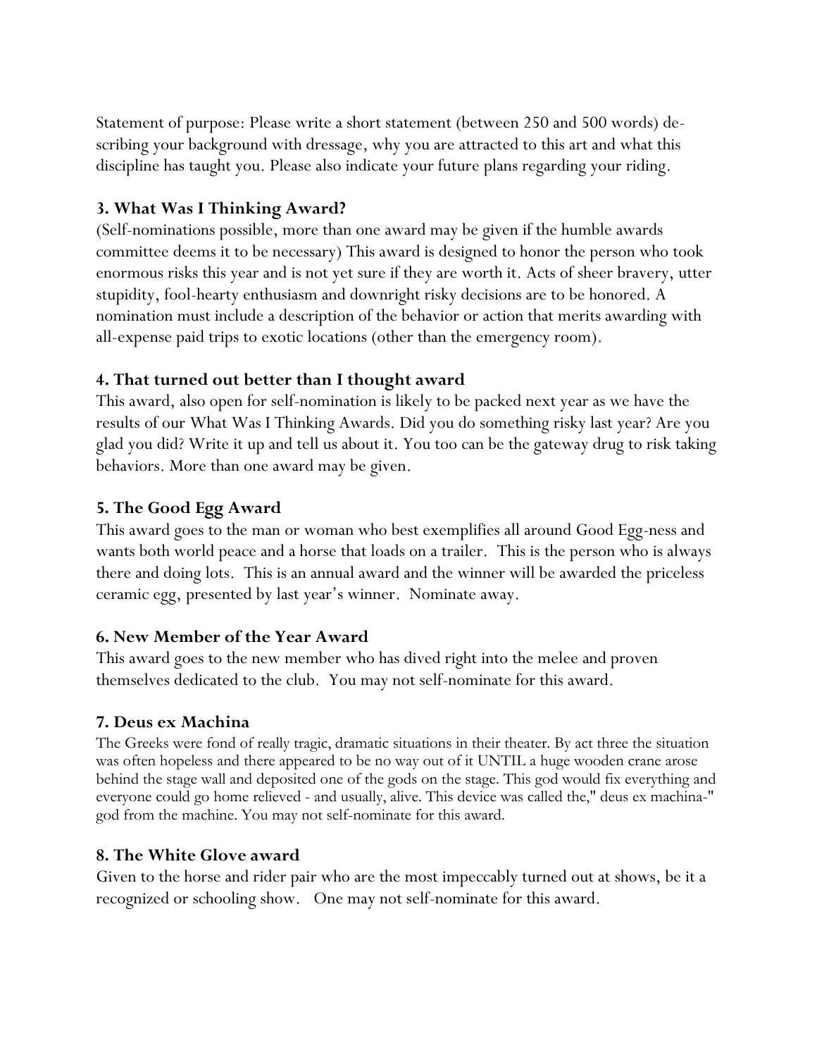Statement of purpose: Please write a short statement (between 250 and 500 words) describing your background with dressage, why you are attracted to this art and what this discipline has taught you. Please also indicate your future plans regarding your riding.

### 3. What Was I Thinking Award?

(Self-nominations possible, more than one award may be given if the humble awards committee deems it to be necessary) This award is designed to honor the person who took enormous risks this year and is not yet sure if they are worth it. Acts of sheer bravery, utter stupidity, fool-hearty enthusiasm and downright risky decisions are to be honored. A nomination must include a description of the behavior or action that merits awarding with all-expense paid trips to exotic locations (other than the emergency room).

### 4. That turned out better than I thought award

This award, also open for self-nomination is likely to be packed next year as we have the results of our What Was I Thinking Awards. Did you do something risky last year? Are you glad you did? Write it up and tell us about it. You too can be the gateway drug to risk taking behaviors. More than one award may be given.

### 5. The Good Egg Award

This award goes to the man or woman who best exemplifies all around Good Egg-ness and wants both world peace and a horse that loads on a trailer. This is the person who is always there and doing lots. This is an annual award and the winner will be awarded the priceless ceramic egg, presented by last year's winner. Nominate away.

### 6. New Member of the Year Award

This award goes to the new member who has dived right into the melee and proven themselves dedicated to the club. You may not self-nominate for this award.

### 7. Deus ex Machina

The Greeks were fond of really tragic, dramatic situations in their theater. By act three the situation was often hopeless and there appeared to be no way out of it UNTIL a huge wooden crane arose behind the stage wall and deposited one of the gods on the stage. This god would fix everything and everyone could go home relieved - and usually, alive. This device was called the," deus ex machina-" god from the machine. You may not self-nominate for this award.

### 8. The White Glove award

Given to the horse and rider pair who are the most impeccably turned out at shows, be it a recognized or schooling show. One may not self-nominate for this award.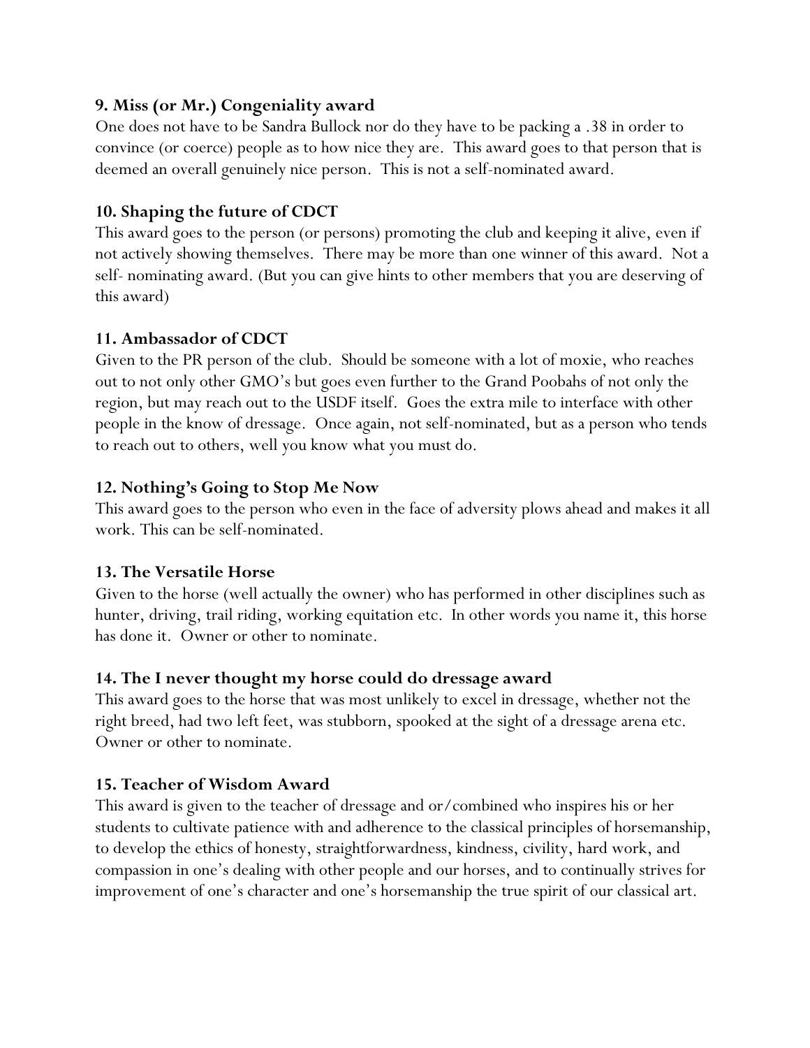**9. Miss (or Mr.) Congeniality award**

One does not have to be Sandra Bullock nor do they have to be packing a .38 in order to convince (or coerce) people as to how nice they are. This award goes to that person that is deemed an overall genuinely nice person. This is not a self-nominated award.

**10. Shaping the future of CDCT**

This award goes to the person (or persons) promoting the club and keeping it alive, even if not actively showing themselves. There may be more than one winner of this award. Not a self- nominating award. (But you can give hints to other members that you are deserving of this award)

**11. Ambassador of CDCT**

Given to the PR person of the club. Should be someone with a lot of moxie, who reaches out to not only other GMO's but goes even further to the Grand Poobahs of not only the region, but may reach out to the USDF itself. Goes the extra mile to interface with other people in the know of dressage. Once again, not self-nominated, but as a person who tends to reach out to others, well you know what you must do.

**12. Nothing's Going to Stop Me Now**

This award goes to the person who even in the face of adversity plows ahead and makes it all work. This can be self-nominated.

**13. The Versatile Horse**

Given to the horse (well actually the owner) who has performed in other disciplines such as hunter, driving, trail riding, working equitation etc. In other words you name it, this horse has done it. Owner or other to nominate.

**14. The I never thought my horse could do dressage award**

This award goes to the horse that was most unlikely to excel in dressage, whether not the right breed, had two left feet, was stubborn, spooked at the sight of a dressage arena etc. Owner or other to nominate.

**15. Teacher of Wisdom Award**

This award is given to the teacher of dressage and or/combined who inspires his or her students to cultivate patience with and adherence to the classical principles of horsemanship, to develop the ethics of honesty, straightforwardness, kindness, civility, hard work, and compassion in one's dealing with other people and our horses, and to continually strives for improvement of one's character and one's horsemanship the true spirit of our classical art.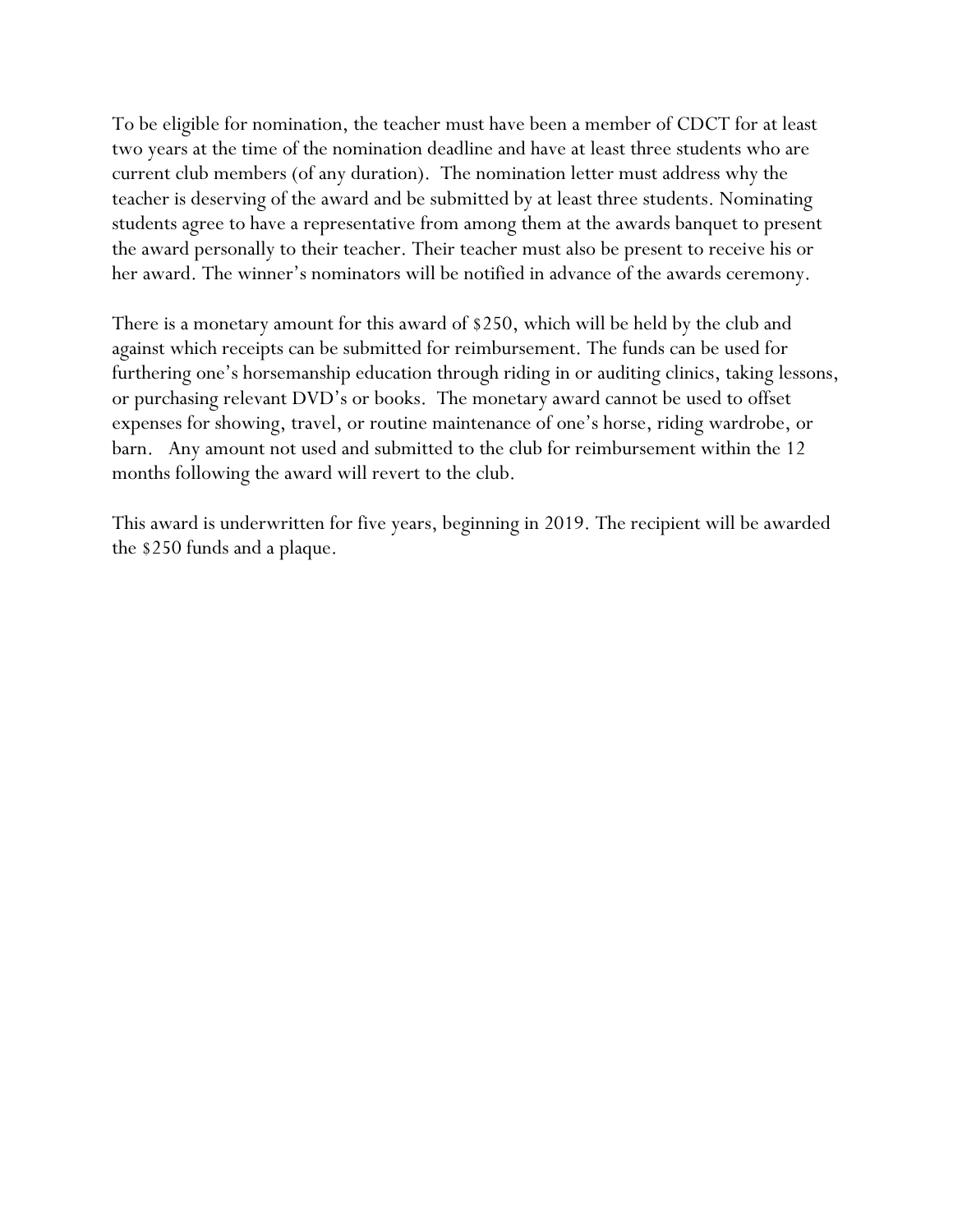To be eligible for nomination, the teacher must have been a member of CDCT for at least two years at the time of the nomination deadline and have at least three students who are current club members (of any duration). The nomination letter must address why the teacher is deserving of the award and be submitted by at least three students. Nominating students agree to have a representative from among them at the awards banquet to present the award personally to their teacher. Their teacher must also be present to receive his or her award. The winner's nominators will be notified in advance of the awards ceremony.

There is a monetary amount for this award of $250, which will be held by the club and against which receipts can be submitted for reimbursement. The funds can be used for furthering one's horsemanship education through riding in or auditing clinics, taking lessons, or purchasing relevant DVD's or books. The monetary award cannot be used to offset expenses for showing, travel, or routine maintenance of one's horse, riding wardrobe, or barn. Any amount not used and submitted to the club for reimbursement within the 12 months following the award will revert to the club.

This award is underwritten for five years, beginning in 2019. The recipient will be awarded the $250 funds and a plaque.